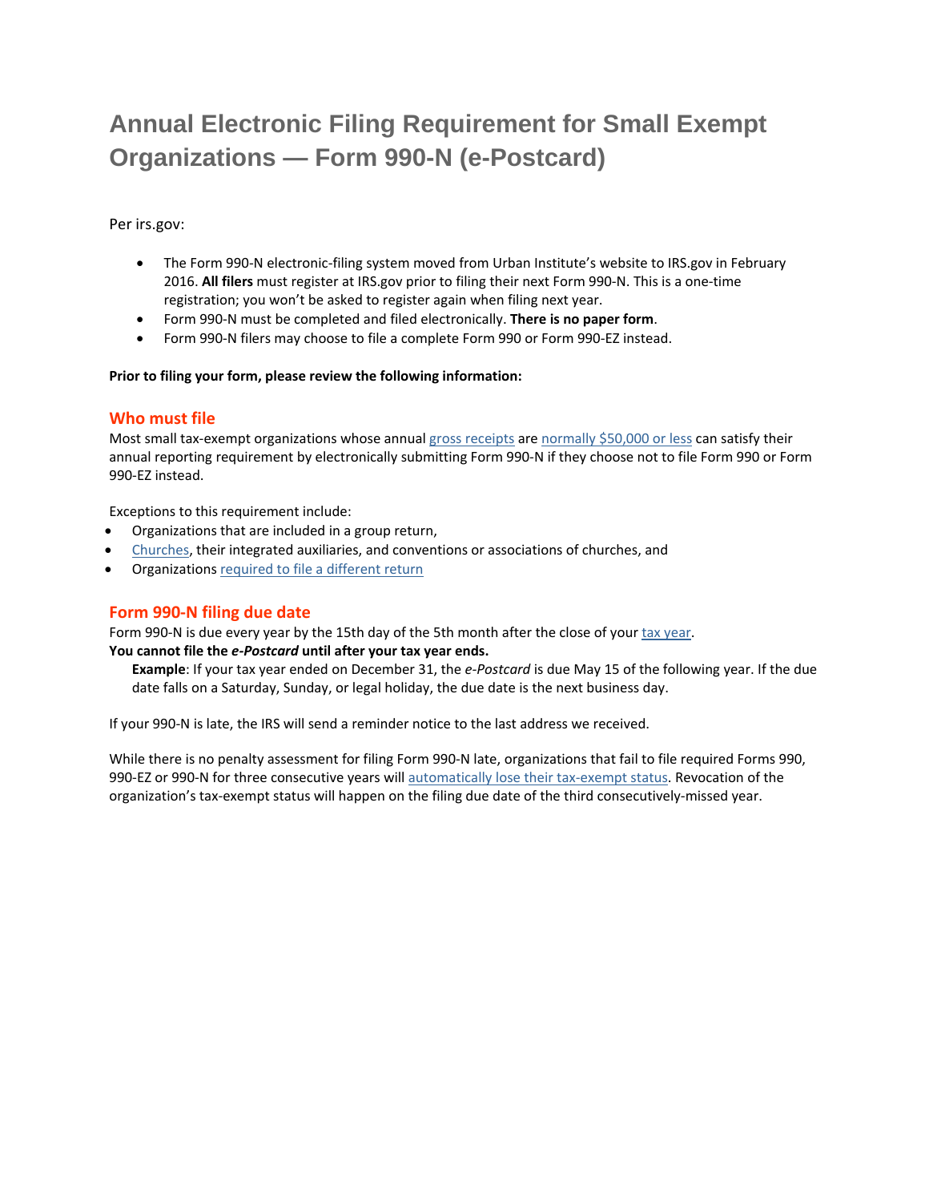# Annual Electronic Filing Requirement for Small Exempt Organizations — Form 990-N (e-Postcard)

Per irs.gov:

- The Form 990-N electronic-filing system moved from Urban Institute's website to IRS.gov in February 2016. **All filers** must register at IRS.gov prior to filing their next Form 990-N. This is a one-time registration; you won't be asked to register again when filing next year.
- Form 990-N must be completed and filed electronically. **There is no paper form**.
- Form 990-N filers may choose to file a complete Form 990 or Form 990-EZ instead.

**Prior to filing your form, please review the following information:**

## Who must file

Most small tax-exempt organizations whose annual gross receipts are normally $50,000 or less can satisfy their annual reporting requirement by electronically submitting Form 990-N if they choose not to file Form 990 or Form 990-EZ instead.

Exceptions to this requirement include:

- Organizations that are included in a group return,
- Churches, their integrated auxiliaries, and conventions or associations of churches, and
- Organizations required to file a different return

## Form 990-N filing due date

Form 990-N is due every year by the 15th day of the 5th month after the close of your tax year.

**You cannot file the *e-Postcard* until after your tax year ends.**

**Example**: If your tax year ended on December 31, the *e-Postcard* is due May 15 of the following year. If the due date falls on a Saturday, Sunday, or legal holiday, the due date is the next business day.

If your 990-N is late, the IRS will send a reminder notice to the last address we received.

While there is no penalty assessment for filing Form 990-N late, organizations that fail to file required Forms 990, 990-EZ or 990-N for three consecutive years will automatically lose their tax-exempt status. Revocation of the organization's tax-exempt status will happen on the filing due date of the third consecutively-missed year.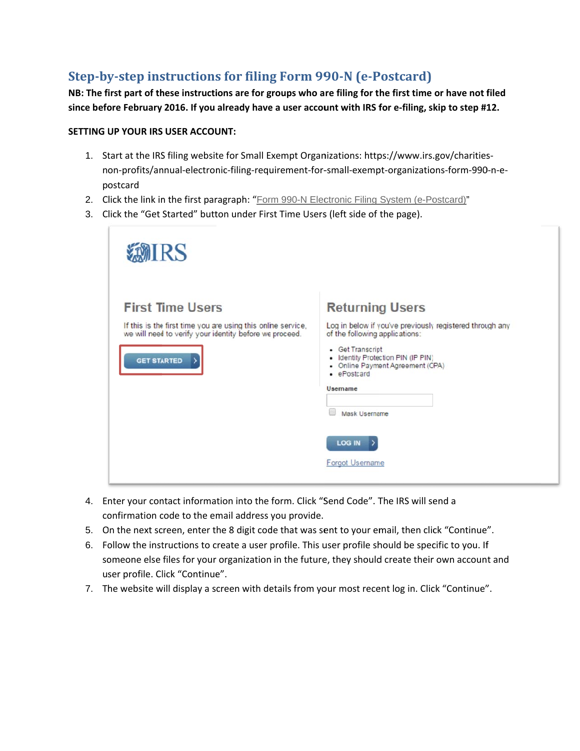## Step-by-step instructions for filing Form 990-N (e-Postcard)

**NB: The first part of these instructions are for groups who are filing for the first time or have not filed since before February 2016. If you already have a user account with IRS for e-filing, skip to step #12.**

**SETTING UP YOUR IRS USER ACCOUNT:**

1. Start at the IRS filing website for Small Exempt Organizations: https://www.irs.gov/charities-non-profits/annual-electronic-filing-requirement-for-small-exempt-organizations-form-990-n-e-postcard
2. Click the link in the first paragraph: "Form 990-N Electronic Filing System (e-Postcard)"
3. Click the "Get Started" button under First Time Users (left side of the page).

IRS

First Time Users

If this is the first time you are using this online service, we will need to verify your identity before we proceed.

GET STARTED

Returning Users

Log in below if you've previously registered through any of the following applications:

- Get Transcript
- Identity Protection PIN (IP PIN)
- Online Payment Agreement (OPA)
- ePostcard

Username

Mask Username

LOG IN

Forgot Username

4. Enter your contact information into the form. Click "Send Code". The IRS will send a confirmation code to the email address you provide.
5. On the next screen, enter the 8 digit code that was sent to your email, then click "Continue".
6. Follow the instructions to create a user profile. This user profile should be specific to you. If someone else files for your organization in the future, they should create their own account and user profile. Click "Continue".
7. The website will display a screen with details from your most recent log in. Click "Continue".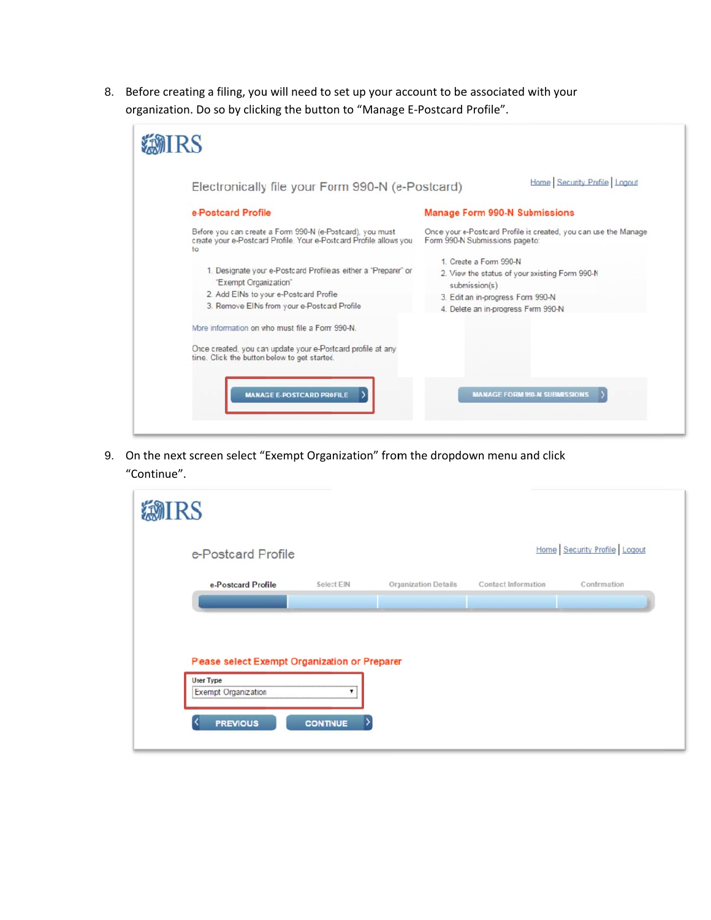8. Before creating a filing, you will need to set up your account to be associated with your organization. Do so by clicking the button to "Manage E-Postcard Profile".

IRS

Home | Security Profile | Logout

Electronically file your Form 990-N (e-Postcard)

**e-Postcard Profile**

Before you can create a Form 990-N (e-Postcard), you must create your e-Postcard Profile. Your e-Postcard Profile allows you to

1. Designate your e-Postcard Profile as either a "Preparer" or "Exempt Organization"
2. Add EINs to your e-Postcard Profile
3. Remove EINs from your e-Postcard Profile

More information on who must file a Form 990-N.

Once created, you can update your e-Postcard profile at any time. Click the button below to get started.

MANAGE E-POSTCARD PROFILE

**Manage Form 990-N Submissions**

Once your e-Postcard Profile is created, you can use the Manage Form 990-N Submissions page to:

1. Create a Form 990-N
2. View the status of your existing Form 990-N submission(s)
3. Edit an in-progress Form 990-N
4. Delete an in-progress Form 990-N

MANAGE FORM 990-N SUBMISSIONS

9. On the next screen select "Exempt Organization" from the dropdown menu and click "Continue".

IRS

e-Postcard Profile

Home | Security Profile | Logout

e-Postcard Profile | Select EIN | Organization Details | Contact Information | Confirmation

**Please select Exempt Organization or Preparer**

User Type

Exempt Organization

PREVIOUS CONTINUE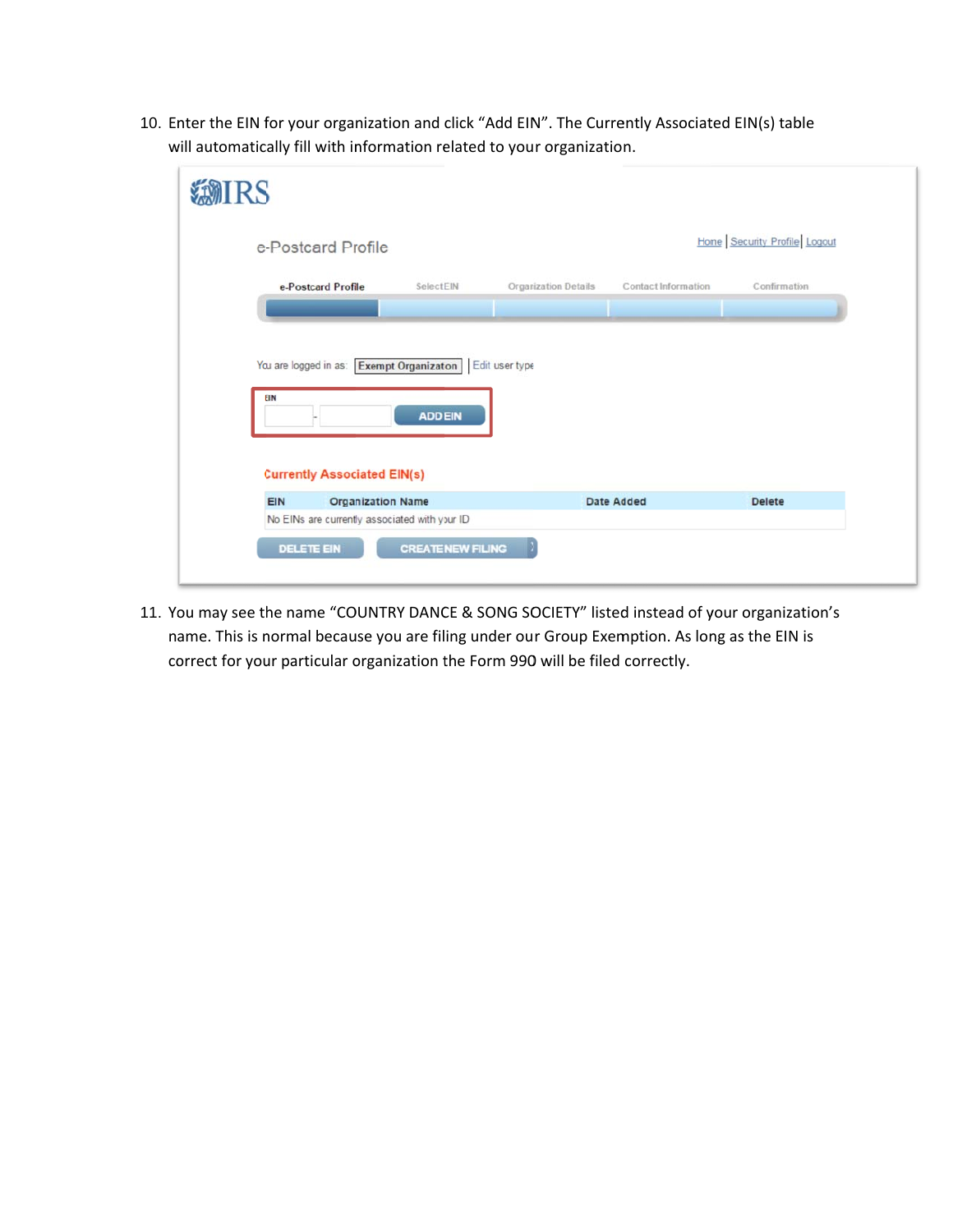10. Enter the EIN for your organization and click “Add EIN”. The Currently Associated EIN(s) table will automatically fill with information related to your organization.

11. You may see the name “COUNTRY DANCE & SONG SOCIETY” listed instead of your organization’s name. This is normal because you are filing under our Group Exemption. As long as the EIN is correct for your particular organization the Form 990 will be filed correctly.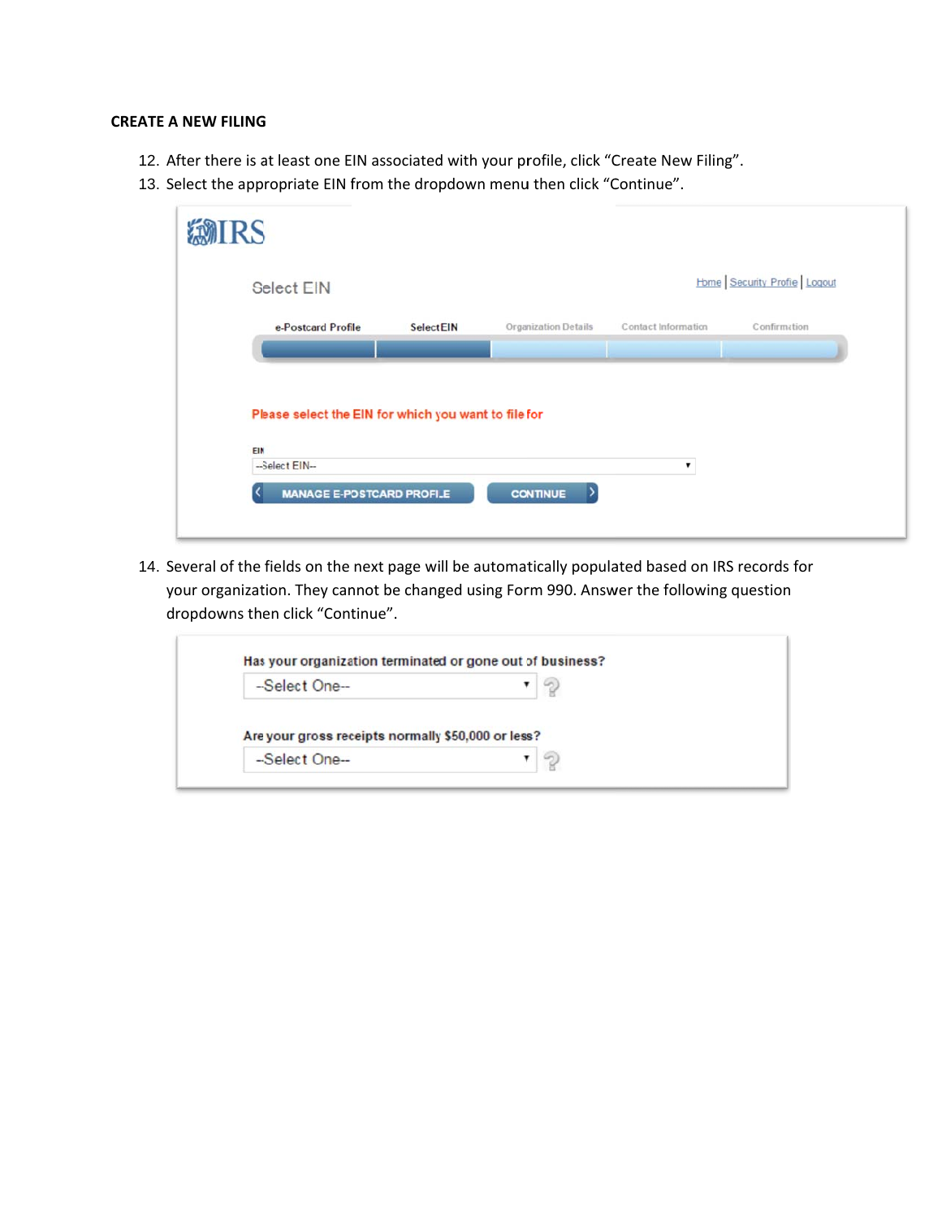**CREATE A NEW FILING**

12. After there is at least one EIN associated with your profile, click "Create New Filing".
13. Select the appropriate EIN from the dropdown menu then click "Continue".

IRS

Select EIN

Home | Security Profile | Logout

e-Postcard Profile | Select EIN | Organization Details | Contact Information | Confirmation

Please select the EIN for which you want to file for

EIN

--Select EIN--

MANAGE E-POSTCARD PROFILE | CONTINUE

14. Several of the fields on the next page will be automatically populated based on IRS records for your organization. They cannot be changed using Form 990. Answer the following question dropdowns then click "Continue".

Has your organization terminated or gone out of business?

--Select One--

Are your gross receipts normally $50,000 or less?

--Select One--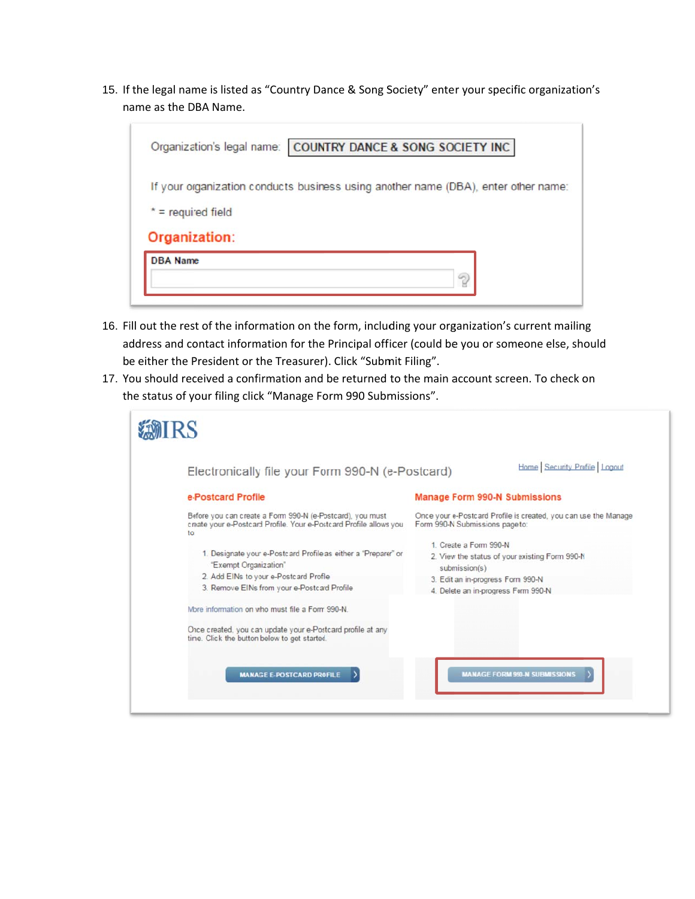15. If the legal name is listed as "Country Dance & Song Society" enter your specific organization's name as the DBA Name.

Organization's legal name: COUNTRY DANCE & SONG SOCIETY INC

If your organization conducts business using another name (DBA), enter other name:

* = required field

**Organization:**

**DBA Name**

16. Fill out the rest of the information on the form, including your organization's current mailing address and contact information for the Principal officer (could be you or someone else, should be either the President or the Treasurer). Click "Submit Filing".
17. You should received a confirmation and be returned to the main account screen. To check on the status of your filing click "Manage Form 990 Submissions".

IRS

Home | Security Profile | Logout

Electronically file your Form 990-N (e-Postcard)

**e-Postcard Profile**

Before you can create a Form 990-N (e-Postcard), you must create your e-Postcard Profile. Your e-Postcard Profile allows you to

1. Designate your e-Postcard Profile as either a "Preparer" or "Exempt Organization"
2. Add EINs to your e-Postcard Profile
3. Remove EINs from your e-Postcard Profile

More information on who must file a Form 990-N.

Once created, you can update your e-Postcard profile at any time. Click the button below to get started.

MANAGE E-POSTCARD PROFILE

**Manage Form 990-N Submissions**

Once your e-Postcard Profile is created, you can use the Manage Form 990-N Submissions page to:

1. Create a Form 990-N
2. View the status of your existing Form 990-N submission(s)
3. Edit an in-progress Form 990-N
4. Delete an in-progress Form 990-N

MANAGE FORM 990-N SUBMISSIONS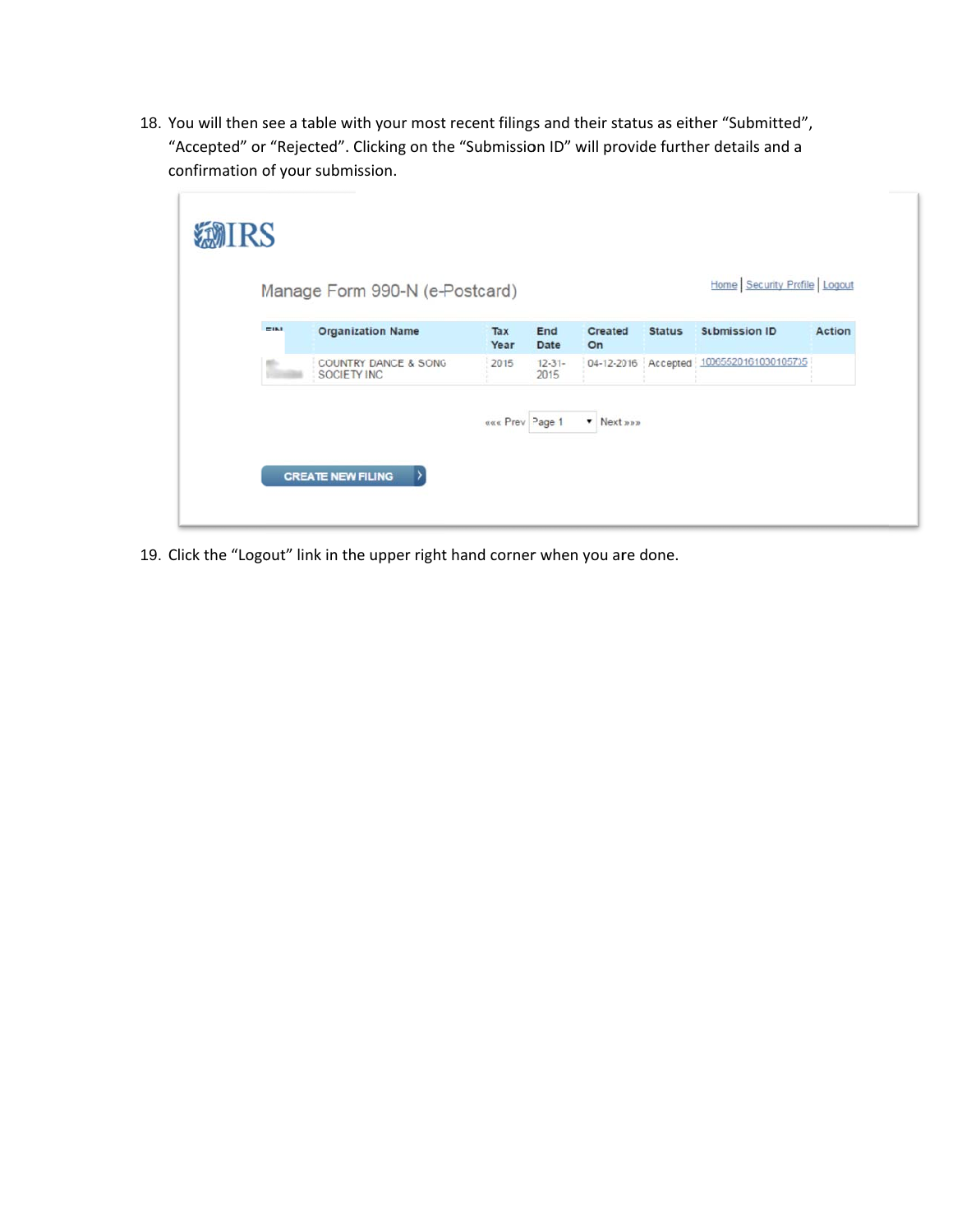18. You will then see a table with your most recent filings and their status as either "Submitted", "Accepted" or "Rejected". Clicking on the "Submission ID" will provide further details and a confirmation of your submission.

IRS

Manage Form 990-N (e-Postcard)

Home | Security Profile | Logout

| EIN | Organization Name | Tax Year | End Date | Created On | Status | Submission ID | Action |
|---|---|---|---|---|---|---|---|
| | COUNTRY DANCE & SONG SOCIETY INC | 2015 | 12-31-2015 | 04-12-2016 | Accepted | 10365520161030105735 | |

««« Prev Page 1 Next »»»

CREATE NEW FILING

19. Click the "Logout" link in the upper right hand corner when you are done.